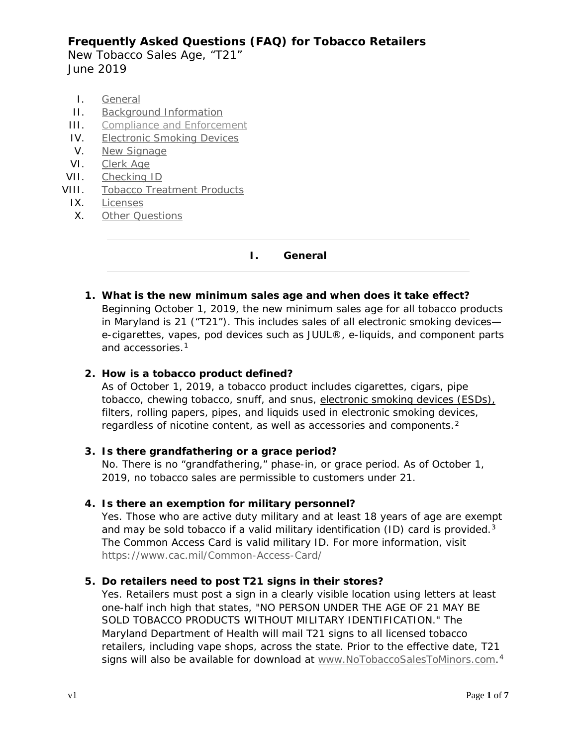# Frequently Asked Questions (FAQ) for Tobacco Retailers

New Tobacco Sales Age, "T21"
June 2019

I. General
II. Background Information
III. Compliance and Enforcement
IV. Electronic Smoking Devices
V. New Signage
VI. Clerk Age
VII. Checking ID
VIII. Tobacco Treatment Products
IX. Licenses
X. Other Questions

---

## I. General

---

1. **What is the new minimum sales age and when does it take effect?**
   Beginning October 1, 2019, the new minimum sales age for all tobacco products in Maryland is 21 ("T21"). This includes sales of all electronic smoking devices—e-cigarettes, vapes, pod devices such as JUUL®, e-liquids, and component parts and accessories.[1]

2. **How is a tobacco product defined?**
   As of October 1, 2019, a tobacco product includes cigarettes, cigars, pipe tobacco, chewing tobacco, snuff, and snus, electronic smoking devices (ESDs), filters, rolling papers, pipes, and liquids used in electronic smoking devices, regardless of nicotine content, as well as accessories and components.[2]

3. **Is there grandfathering or a grace period?**
   No. There is no "grandfathering," phase-in, or grace period. As of October 1, 2019, no tobacco sales are permissible to customers under 21.

4. **Is there an exemption for military personnel?**
   Yes. Those who are active duty military and at least 18 years of age are exempt and may be sold tobacco if a valid military identification (ID) card is provided.[3] The Common Access Card is valid military ID. For more information, visit https://www.cac.mil/Common-Access-Card/

5. **Do retailers need to post T21 signs in their stores?**
   Yes. Retailers must post a sign in a clearly visible location using letters at least one-half inch high that states, "NO PERSON UNDER THE AGE OF 21 MAY BE SOLD TOBACCO PRODUCTS WITHOUT MILITARY IDENTIFICATION." The Maryland Department of Health will mail T21 signs to all licensed tobacco retailers, including vape shops, across the state. Prior to the effective date, T21 signs will also be available for download at www.NoTobaccoSalesToMinors.com.[4]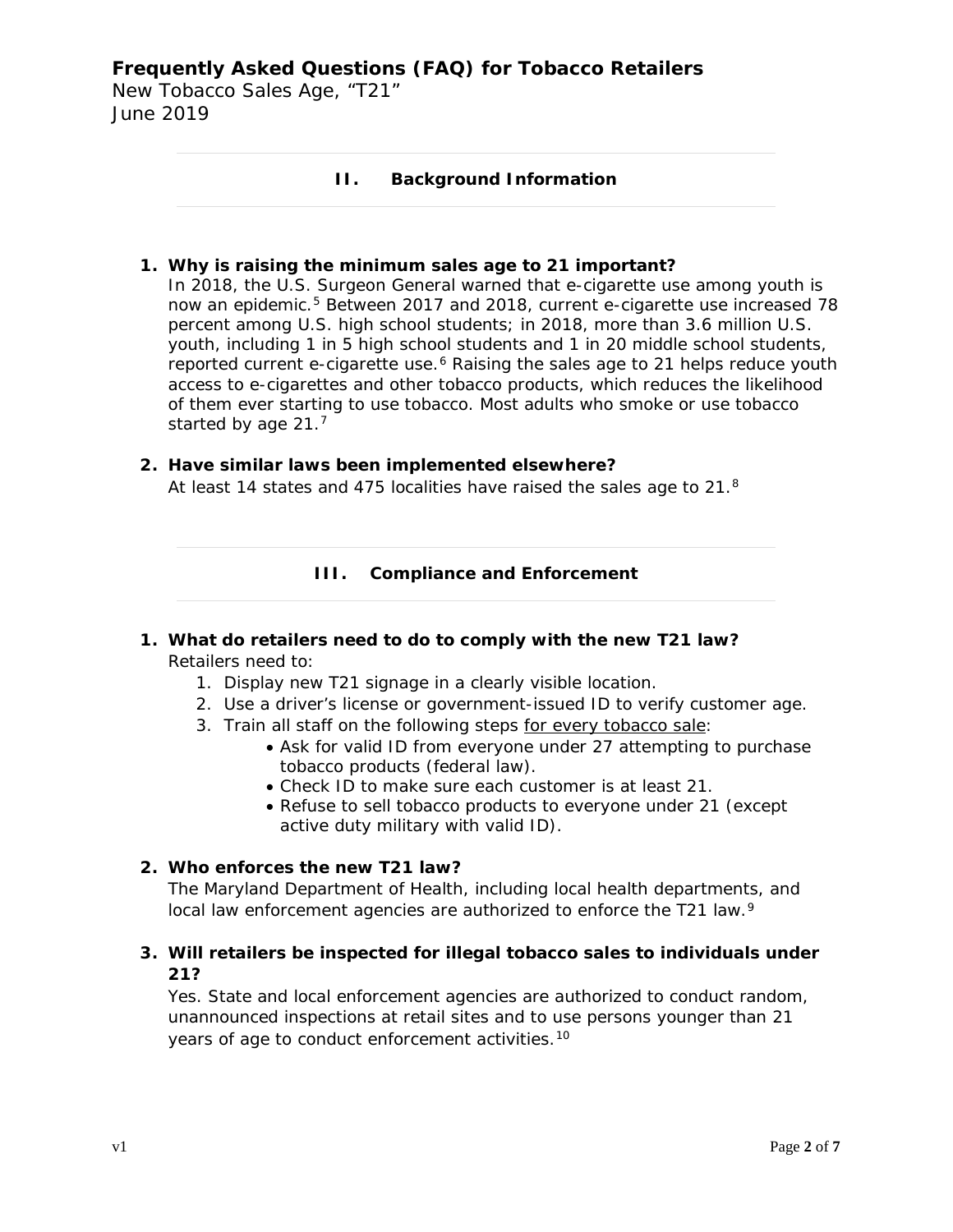## II. Background Information

1. **Why is raising the minimum sales age to 21 important?**
   In 2018, the U.S. Surgeon General warned that e-cigarette use among youth is now an epidemic.[5] Between 2017 and 2018, current e-cigarette use increased 78 percent among U.S. high school students; in 2018, more than 3.6 million U.S. youth, including 1 in 5 high school students and 1 in 20 middle school students, reported current e-cigarette use.[6] Raising the sales age to 21 helps reduce youth access to e-cigarettes and other tobacco products, which reduces the likelihood of them ever starting to use tobacco. Most adults who smoke or use tobacco started by age 21.[7]

2. **Have similar laws been implemented elsewhere?**
   At least 14 states and 475 localities have raised the sales age to 21.[8]

## III. Compliance and Enforcement

1. **What do retailers need to do to comply with the new T21 law?**
   Retailers need to:
   1. Display new T21 signage in a clearly visible location.
   2. Use a driver's license or government-issued ID to verify customer age.
   3. Train all staff on the following steps for every tobacco sale:
      - Ask for valid ID from everyone under 27 attempting to purchase tobacco products (federal law).
      - Check ID to make sure each customer is at least 21.
      - Refuse to sell tobacco products to everyone under 21 (except active duty military with valid ID).

2. **Who enforces the new T21 law?**
   The Maryland Department of Health, including local health departments, and local law enforcement agencies are authorized to enforce the T21 law.[9]

3. **Will retailers be inspected for illegal tobacco sales to individuals under 21?**
   Yes. State and local enforcement agencies are authorized to conduct random, unannounced inspections at retail sites and to use persons younger than 21 years of age to conduct enforcement activities.[10]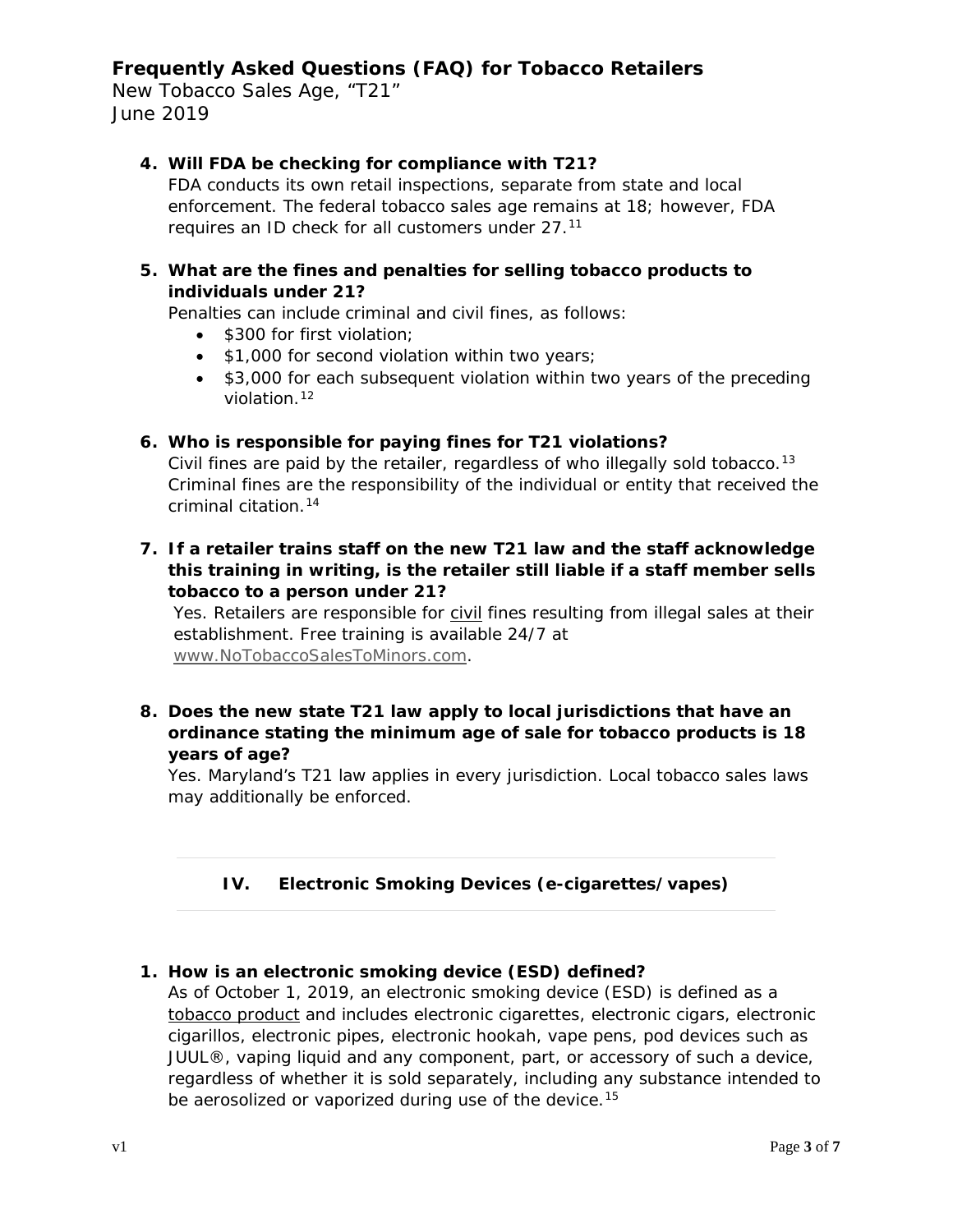4. **Will FDA be checking for compliance with T21?**
   FDA conducts its own retail inspections, separate from state and local enforcement. The federal tobacco sales age remains at 18; however, FDA requires an ID check for all customers under 27.[11]

5. **What are the fines and penalties for selling tobacco products to individuals under 21?**
   Penalties can include criminal and civil fines, as follows:
   - $300 for first violation;
   - $1,000 for second violation within two years;
   - $3,000 for each subsequent violation within two years of the preceding violation.[12]

6. **Who is responsible for paying fines for T21 violations?**
   Civil fines are paid by the retailer, regardless of who illegally sold tobacco.[13] Criminal fines are the responsibility of the individual or entity that received the criminal citation.[14]

7. **If a retailer trains staff on the new T21 law and the staff acknowledge this training in writing, is the retailer still liable if a staff member sells tobacco to a person under 21?**
   Yes. Retailers are responsible for civil fines resulting from illegal sales at their establishment. Free training is available 24/7 at www.NoTobaccoSalesToMinors.com.

8. **Does the new state T21 law apply to local jurisdictions that have an ordinance stating the minimum age of sale for tobacco products is 18 years of age?**
   Yes. Maryland's T21 law applies in every jurisdiction. Local tobacco sales laws may additionally be enforced.

## IV. Electronic Smoking Devices (e-cigarettes/vapes)

1. **How is an electronic smoking device (ESD) defined?**
   As of October 1, 2019, an electronic smoking device (ESD) is defined as a tobacco product and includes electronic cigarettes, electronic cigars, electronic cigarillos, electronic pipes, electronic hookah, vape pens, pod devices such as JUUL®, vaping liquid and any component, part, or accessory of such a device, regardless of whether it is sold separately, including any substance intended to be aerosolized or vaporized during use of the device.[15]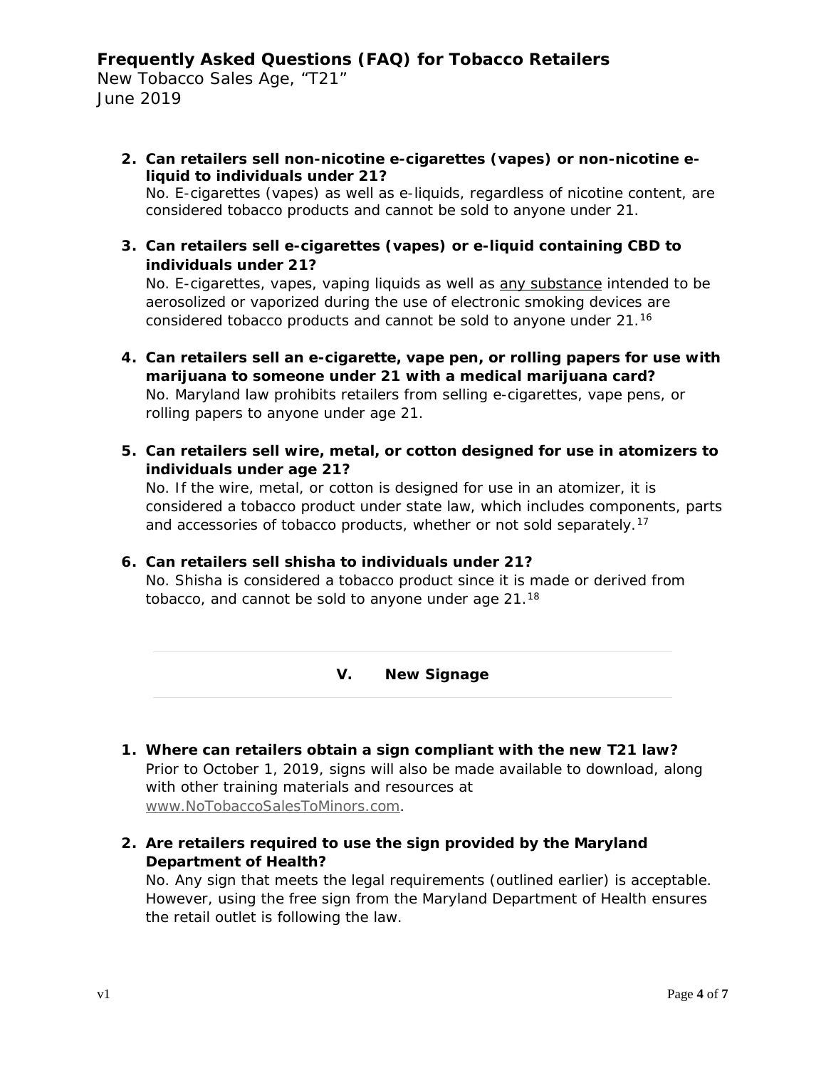2. **Can retailers sell non-nicotine e-cigarettes (vapes) or non-nicotine e-liquid to individuals under 21?**
   No. E-cigarettes (vapes) as well as e-liquids, regardless of nicotine content, are considered tobacco products and cannot be sold to anyone under 21.

3. **Can retailers sell e-cigarettes (vapes) or e-liquid containing CBD to individuals under 21?**
   No. E-cigarettes, vapes, vaping liquids as well as <u>any substance</u> intended to be aerosolized or vaporized during the use of electronic smoking devices are considered tobacco products and cannot be sold to anyone under 21.[16]

4. **Can retailers sell an e-cigarette, vape pen, or rolling papers for use with marijuana to someone under 21 with a medical marijuana card?**
   No. Maryland law prohibits retailers from selling e-cigarettes, vape pens, or rolling papers to anyone under age 21.

5. **Can retailers sell wire, metal, or cotton designed for use in atomizers to individuals under age 21?**
   No. If the wire, metal, or cotton is designed for use in an atomizer, it is considered a tobacco product under state law, which includes components, parts and accessories of tobacco products, whether or not sold separately.[17]

6. **Can retailers sell shisha to individuals under 21?**
   No. Shisha is considered a tobacco product since it is made or derived from tobacco, and cannot be sold to anyone under age 21.[18]

## V. New Signage

1. **Where can retailers obtain a sign compliant with the new T21 law?**
   Prior to October 1, 2019, signs will also be made available to download, along with other training materials and resources at www.NoTobaccoSalesToMinors.com.

2. **Are retailers required to use the sign provided by the Maryland Department of Health?**
   No. Any sign that meets the legal requirements (outlined earlier) is acceptable. However, using the free sign from the Maryland Department of Health ensures the retail outlet is following the law.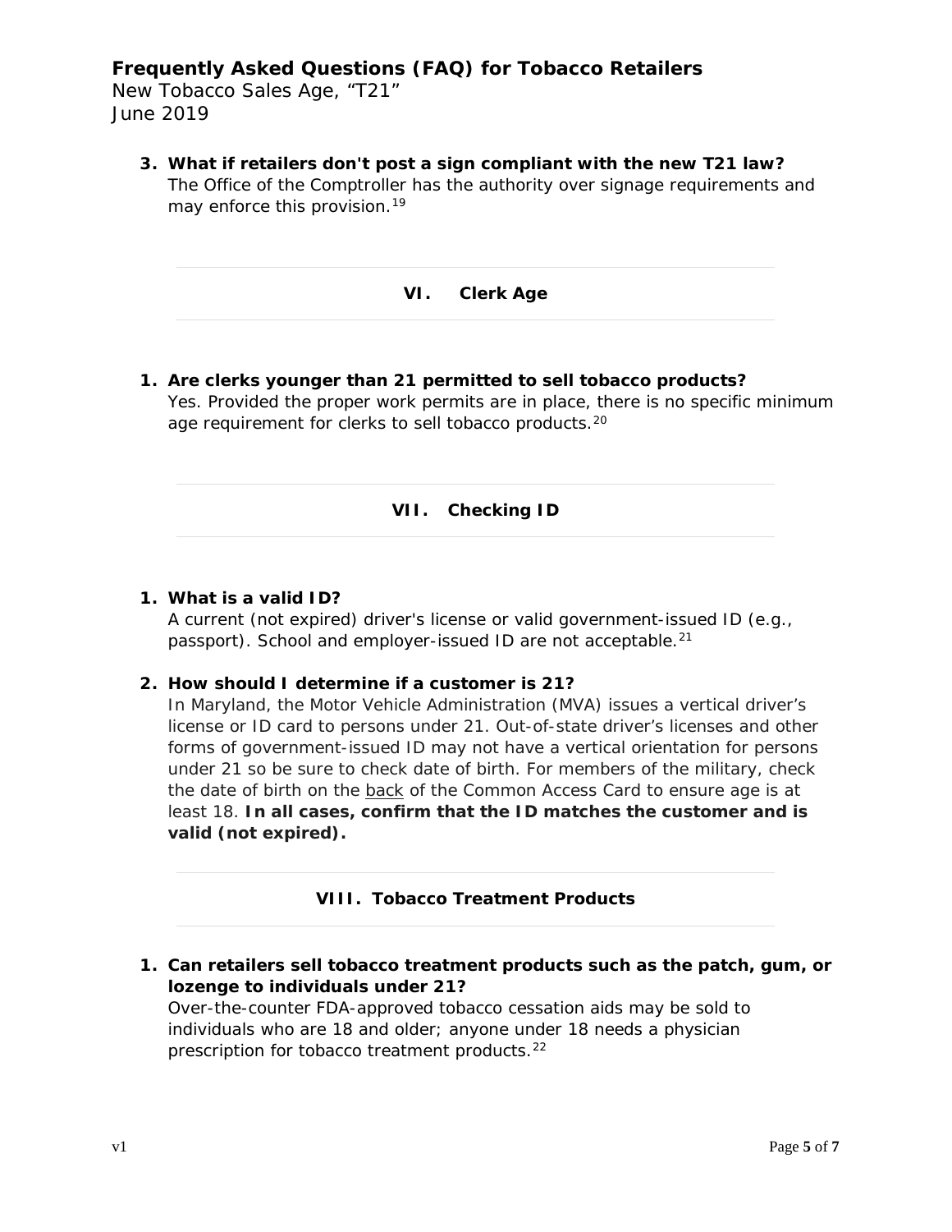3. **What if retailers don't post a sign compliant with the new T21 law?**
   The Office of the Comptroller has the authority over signage requirements and may enforce this provision.[19]

## VI. Clerk Age

1. **Are clerks younger than 21 permitted to sell tobacco products?**
   Yes. Provided the proper work permits are in place, there is no specific minimum age requirement for clerks to sell tobacco products.[20]

## VII. Checking ID

1. **What is a valid ID?**
   A current (not expired) driver's license or valid government-issued ID (e.g., passport). School and employer-issued ID are not acceptable.[21]

2. **How should I determine if a customer is 21?**
   In Maryland, the Motor Vehicle Administration (MVA) issues a vertical driver's license or ID card to persons under 21. Out-of-state driver's licenses and other forms of government-issued ID may not have a vertical orientation for persons under 21 so be sure to check date of birth. For members of the military, check the date of birth on the back of the Common Access Card to ensure age is at least 18. **In all cases, confirm that the ID matches the customer and is valid (not expired).**

## VIII. Tobacco Treatment Products

1. **Can retailers sell tobacco treatment products such as the patch, gum, or lozenge to individuals under 21?**
   Over-the-counter FDA-approved tobacco cessation aids may be sold to individuals who are 18 and older; anyone under 18 needs a physician prescription for tobacco treatment products.[22]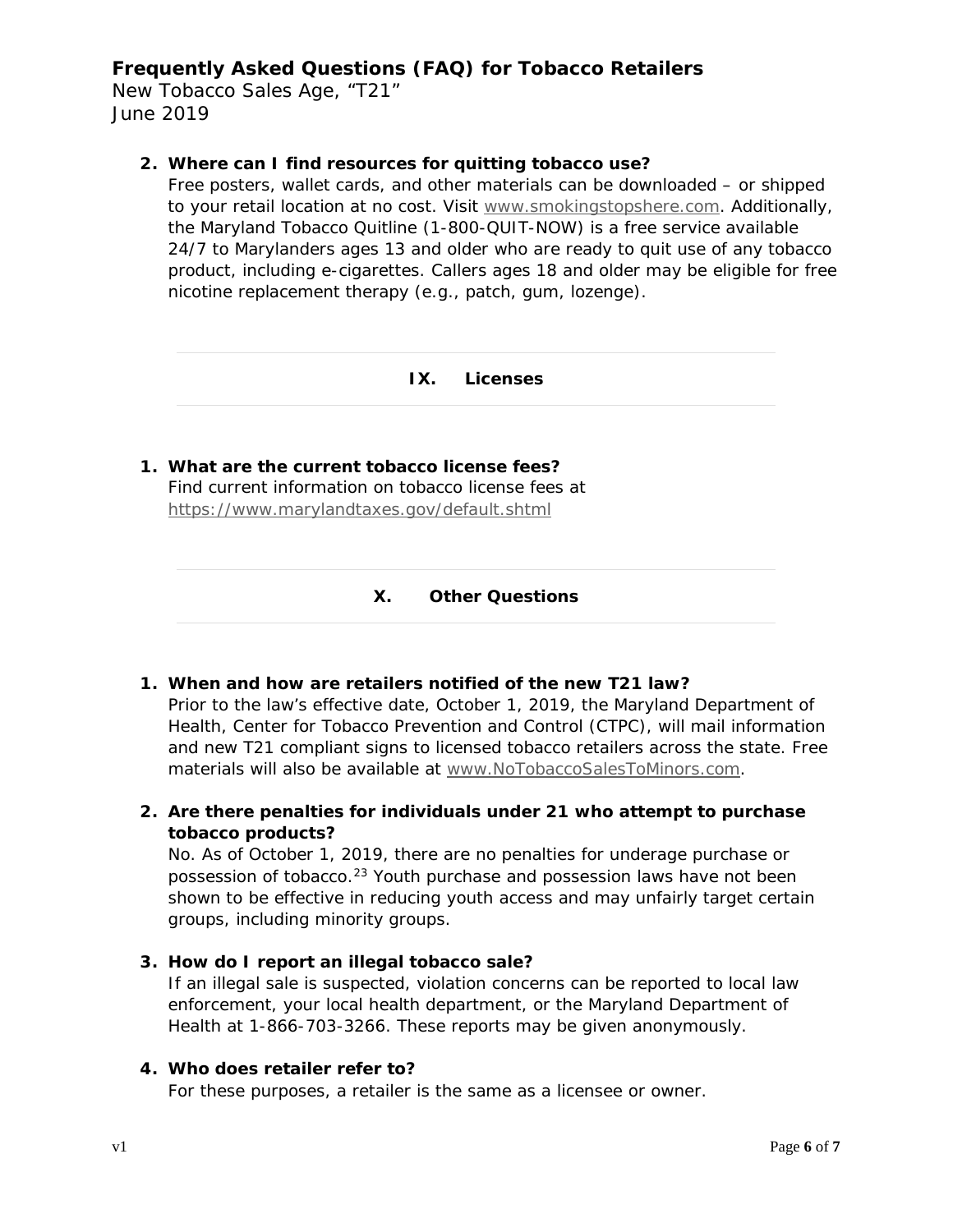2. **Where can I find resources for quitting tobacco use?**
   Free posters, wallet cards, and other materials can be downloaded – or shipped to your retail location at no cost. Visit www.smokingstopshere.com. Additionally, the Maryland Tobacco Quitline (1-800-QUIT-NOW) is a free service available 24/7 to Marylanders ages 13 and older who are ready to quit use of any tobacco product, including e-cigarettes. Callers ages 18 and older may be eligible for free nicotine replacement therapy (e.g., patch, gum, lozenge).

## IX. Licenses

1. **What are the current tobacco license fees?**
   Find current information on tobacco license fees at https://www.marylandtaxes.gov/default.shtml

## X. Other Questions

1. **When and how are retailers notified of the new T21 law?**
   Prior to the law's effective date, October 1, 2019, the Maryland Department of Health, Center for Tobacco Prevention and Control (CTPC), will mail information and new T21 compliant signs to licensed tobacco retailers across the state. Free materials will also be available at www.NoTobaccoSalesToMinors.com.

2. **Are there penalties for individuals under 21 who attempt to purchase tobacco products?**
   No. As of October 1, 2019, there are no penalties for underage purchase or possession of tobacco.[23] Youth purchase and possession laws have not been shown to be effective in reducing youth access and may unfairly target certain groups, including minority groups.

3. **How do I report an illegal tobacco sale?**
   If an illegal sale is suspected, violation concerns can be reported to local law enforcement, your local health department, or the Maryland Department of Health at 1-866-703-3266. These reports may be given anonymously.

4. **Who does retailer refer to?**
   For these purposes, a retailer is the same as a licensee or owner.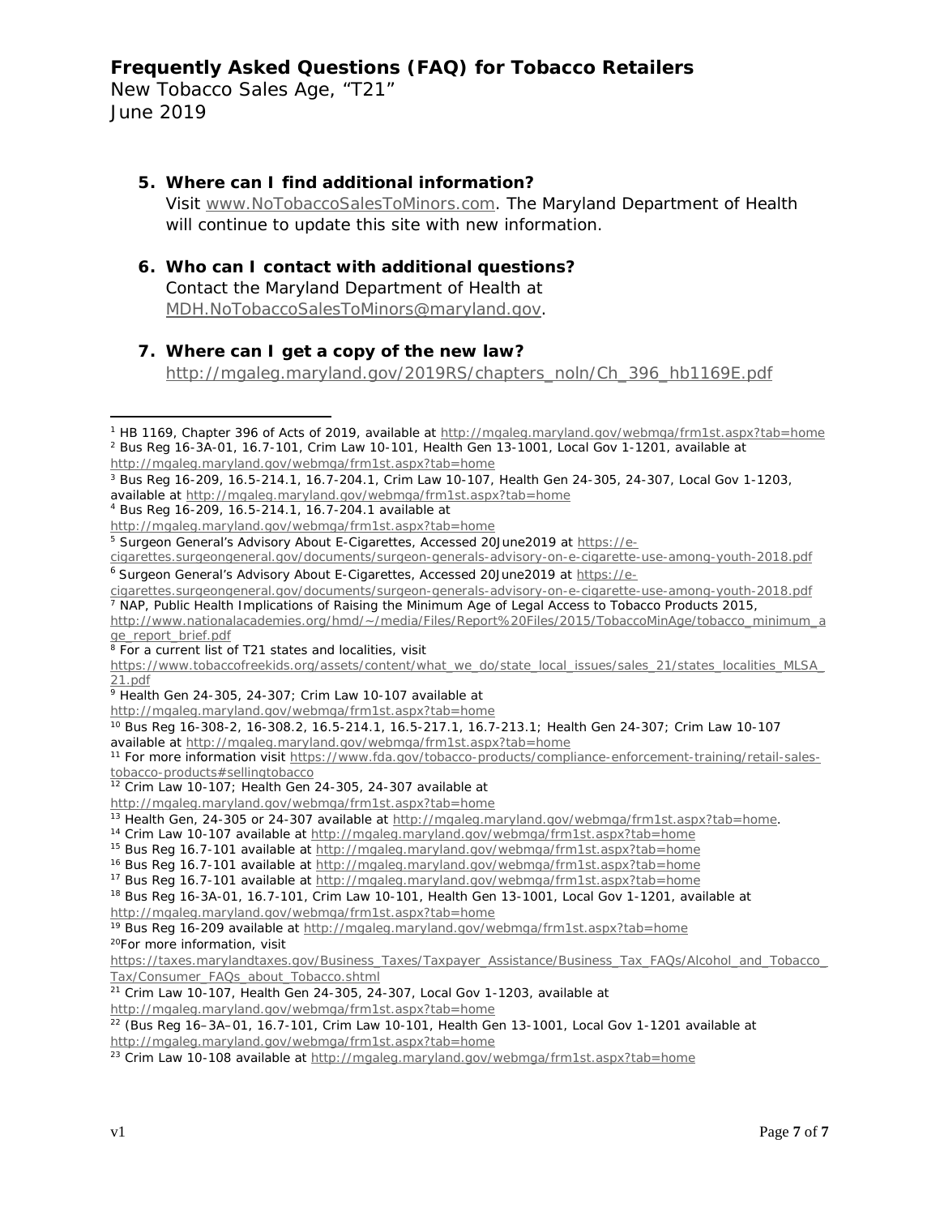5. **Where can I find additional information?**
   Visit www.NoTobaccoSalesToMinors.com. The Maryland Department of Health will continue to update this site with new information.

6. **Who can I contact with additional questions?**
   Contact the Maryland Department of Health at MDH.NoTobaccoSalesToMinors@maryland.gov.

7. **Where can I get a copy of the new law?**
   http://mgaleg.maryland.gov/2019RS/chapters_noln/Ch_396_hb1169E.pdf

---

[1] HB 1169, Chapter 396 of Acts of 2019, available at http://mgaleg.maryland.gov/webmga/frm1st.aspx?tab=home

[2] Bus Reg 16-3A-01, 16.7-101, Crim Law 10-101, Health Gen 13-1001, Local Gov 1-1201, available at http://mgaleg.maryland.gov/webmga/frm1st.aspx?tab=home

[3] Bus Reg 16-209, 16.5-214.1, 16.7-204.1, Crim Law 10-107, Health Gen 24-305, 24-307, Local Gov 1-1203, available at http://mgaleg.maryland.gov/webmga/frm1st.aspx?tab=home

[4] Bus Reg 16-209, 16.5-214.1, 16.7-204.1 available at http://mgaleg.maryland.gov/webmga/frm1st.aspx?tab=home

[5] Surgeon General's Advisory About E-Cigarettes, Accessed 20June2019 at https://e-cigarettes.surgeongeneral.gov/documents/surgeon-generals-advisory-on-e-cigarette-use-among-youth-2018.pdf

[6] Surgeon General's Advisory About E-Cigarettes, Accessed 20June2019 at https://e-cigarettes.surgeongeneral.gov/documents/surgeon-generals-advisory-on-e-cigarette-use-among-youth-2018.pdf

[7] NAP, Public Health Implications of Raising the Minimum Age of Legal Access to Tobacco Products 2015, http://www.nationalacademies.org/hmd/~/media/Files/Report%20Files/2015/TobaccoMinAge/tobacco_minimum_age_report_brief.pdf

[8] For a current list of T21 states and localities, visit https://www.tobaccofreekids.org/assets/content/what_we_do/state_local_issues/sales_21/states_localities_MLSA_21.pdf

[9] Health Gen 24-305, 24-307; Crim Law 10-107 available at http://mgaleg.maryland.gov/webmga/frm1st.aspx?tab=home

[10] Bus Reg 16-308-2, 16-308.2, 16.5-214.1, 16.5-217.1, 16.7-213.1; Health Gen 24-307; Crim Law 10-107 available at http://mgaleg.maryland.gov/webmga/frm1st.aspx?tab=home

[11] For more information visit https://www.fda.gov/tobacco-products/compliance-enforcement-training/retail-sales-tobacco-products#sellingtobacco

[12] Crim Law 10-107; Health Gen 24-305, 24-307 available at http://mgaleg.maryland.gov/webmga/frm1st.aspx?tab=home

[13] Health Gen, 24-305 or 24-307 available at http://mgaleg.maryland.gov/webmga/frm1st.aspx?tab=home.

[14] Crim Law 10-107 available at http://mgaleg.maryland.gov/webmga/frm1st.aspx?tab=home

[15] Bus Reg 16.7-101 available at http://mgaleg.maryland.gov/webmga/frm1st.aspx?tab=home

[16] Bus Reg 16.7-101 available at http://mgaleg.maryland.gov/webmga/frm1st.aspx?tab=home

[17] Bus Reg 16.7-101 available at http://mgaleg.maryland.gov/webmga/frm1st.aspx?tab=home

[18] Bus Reg 16-3A-01, 16.7-101, Crim Law 10-101, Health Gen 13-1001, Local Gov 1-1201, available at http://mgaleg.maryland.gov/webmga/frm1st.aspx?tab=home

[19] Bus Reg 16-209 available at http://mgaleg.maryland.gov/webmga/frm1st.aspx?tab=home

[20] For more information, visit https://taxes.marylandtaxes.gov/Business_Taxes/Taxpayer_Assistance/Business_Tax_FAQs/Alcohol_and_Tobacco_Tax/Consumer_FAQs_about_Tobacco.shtml

[21] Crim Law 10-107, Health Gen 24-305, 24-307, Local Gov 1-1203, available at http://mgaleg.maryland.gov/webmga/frm1st.aspx?tab=home

[22] (Bus Reg 16–3A–01, 16.7-101, Crim Law 10-101, Health Gen 13-1001, Local Gov 1-1201 available at http://mgaleg.maryland.gov/webmga/frm1st.aspx?tab=home

[23] Crim Law 10-108 available at http://mgaleg.maryland.gov/webmga/frm1st.aspx?tab=home